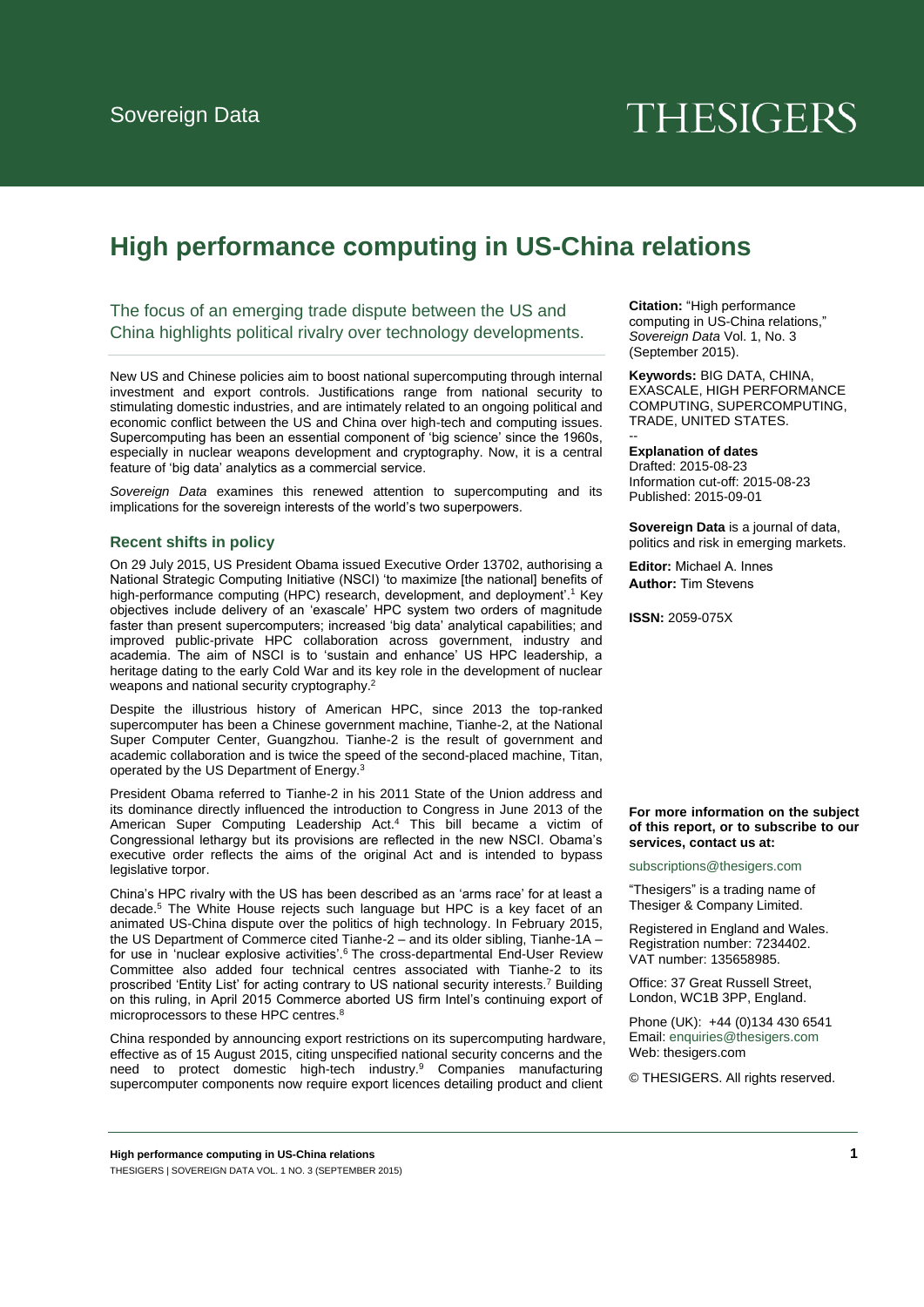Sovereign Data

THESIGERS

# High performance computing in US-China relations

## The focus of an emerging trade dispute between the US and China highlights political rivalry over technology developments.

New US and Chinese policies aim to boost national supercomputing through internal investment and export controls. Justifications range from national security to stimulating domestic industries, and are intimately related to an ongoing political and economic conflict between the US and China over high-tech and computing issues. Supercomputing has been an essential component of 'big science' since the 1960s, especially in nuclear weapons development and cryptography. Now, it is a central feature of 'big data' analytics as a commercial service.

*Sovereign Data* examines this renewed attention to supercomputing and its implications for the sovereign interests of the world's two superpowers.

### Recent shifts in policy

On 29 July 2015, US President Obama issued Executive Order 13702, authorising a National Strategic Computing Initiative (NSCI) 'to maximize [the national] benefits of high-performance computing (HPC) research, development, and deployment'.[1] Key objectives include delivery of an 'exascale' HPC system two orders of magnitude faster than present supercomputers; increased 'big data' analytical capabilities; and improved public-private HPC collaboration across government, industry and academia. The aim of NSCI is to 'sustain and enhance' US HPC leadership, a heritage dating to the early Cold War and its key role in the development of nuclear weapons and national security cryptography.[2]

Despite the illustrious history of American HPC, since 2013 the top-ranked supercomputer has been a Chinese government machine, Tianhe-2, at the National Super Computer Center, Guangzhou. Tianhe-2 is the result of government and academic collaboration and is twice the speed of the second-placed machine, Titan, operated by the US Department of Energy.[3]

President Obama referred to Tianhe-2 in his 2011 State of the Union address and its dominance directly influenced the introduction to Congress in June 2013 of the American Super Computing Leadership Act.[4] This bill became a victim of Congressional lethargy but its provisions are reflected in the new NSCI. Obama's executive order reflects the aims of the original Act and is intended to bypass legislative torpor.

China's HPC rivalry with the US has been described as an 'arms race' for at least a decade.[5] The White House rejects such language but HPC is a key facet of an animated US-China dispute over the politics of high technology. In February 2015, the US Department of Commerce cited Tianhe-2 – and its older sibling, Tianhe-1A – for use in 'nuclear explosive activities'.[6] The cross-departmental End-User Review Committee also added four technical centres associated with Tianhe-2 to its proscribed 'Entity List' for acting contrary to US national security interests.[7] Building on this ruling, in April 2015 Commerce aborted US firm Intel's continuing export of microprocessors to these HPC centres.[8]

China responded by announcing export restrictions on its supercomputing hardware, effective as of 15 August 2015, citing unspecified national security concerns and the need to protect domestic high-tech industry.[9] Companies manufacturing supercomputer components now require export licences detailing product and client

**Citation:** "High performance computing in US-China relations," *Sovereign Data* Vol. 1, No. 3 (September 2015).

**Keywords:** BIG DATA, CHINA, EXASCALE, HIGH PERFORMANCE COMPUTING, SUPERCOMPUTING, TRADE, UNITED STATES.

--

**Explanation of dates**
Drafted: 2015-08-23
Information cut-off: 2015-08-23
Published: 2015-09-01

**Sovereign Data** is a journal of data, politics and risk in emerging markets.

**Editor:** Michael A. Innes
**Author:** Tim Stevens

**ISSN:** 2059-075X

**For more information on the subject of this report, or to subscribe to our services, contact us at:**

subscriptions@thesigers.com

"Thesigers" is a trading name of Thesiger & Company Limited.

Registered in England and Wales.
Registration number: 7234402.
VAT number: 135658985.

Office: 37 Great Russell Street, London, WC1B 3PP, England.

Phone (UK): +44 (0)134 430 6541
Email: enquiries@thesigers.com
Web: thesigers.com

© THESIGERS. All rights reserved.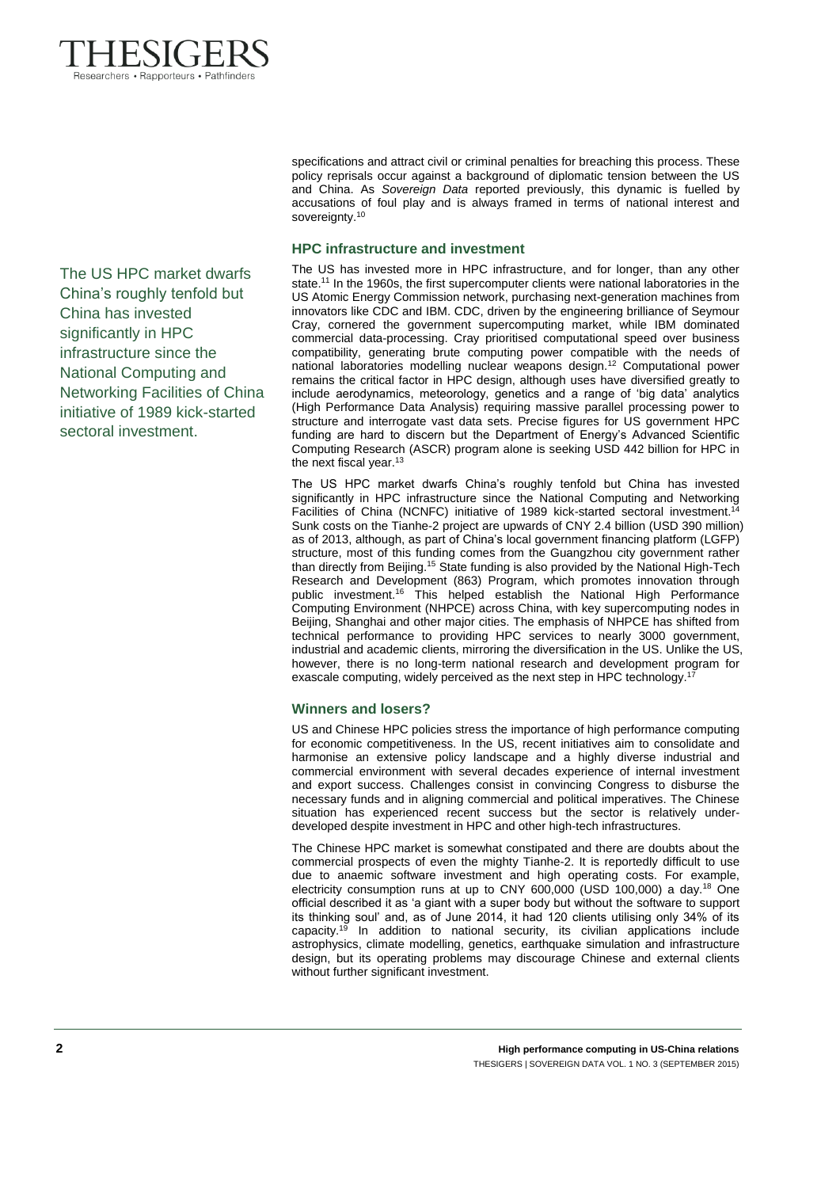specifications and attract civil or criminal penalties for breaching this process. These policy reprisals occur against a background of diplomatic tension between the US and China. As *Sovereign Data* reported previously, this dynamic is fuelled by accusations of foul play and is always framed in terms of national interest and sovereignty.[10]

The US HPC market dwarfs China's roughly tenfold but China has invested significantly in HPC infrastructure since the National Computing and Networking Facilities of China initiative of 1989 kick-started sectoral investment.

## HPC infrastructure and investment

The US has invested more in HPC infrastructure, and for longer, than any other state.[11] In the 1960s, the first supercomputer clients were national laboratories in the US Atomic Energy Commission network, purchasing next-generation machines from innovators like CDC and IBM. CDC, driven by the engineering brilliance of Seymour Cray, cornered the government supercomputing market, while IBM dominated commercial data-processing. Cray prioritised computational speed over business compatibility, generating brute computing power compatible with the needs of national laboratories modelling nuclear weapons design.[12] Computational power remains the critical factor in HPC design, although uses have diversified greatly to include aerodynamics, meteorology, genetics and a range of 'big data' analytics (High Performance Data Analysis) requiring massive parallel processing power to structure and interrogate vast data sets. Precise figures for US government HPC funding are hard to discern but the Department of Energy's Advanced Scientific Computing Research (ASCR) program alone is seeking USD 442 billion for HPC in the next fiscal year.[13]

The US HPC market dwarfs China's roughly tenfold but China has invested significantly in HPC infrastructure since the National Computing and Networking Facilities of China (NCNFC) initiative of 1989 kick-started sectoral investment.[14] Sunk costs on the Tianhe-2 project are upwards of CNY 2.4 billion (USD 390 million) as of 2013, although, as part of China's local government financing platform (LGFP) structure, most of this funding comes from the Guangzhou city government rather than directly from Beijing.[15] State funding is also provided by the National High-Tech Research and Development (863) Program, which promotes innovation through public investment.[16] This helped establish the National High Performance Computing Environment (NHPCE) across China, with key supercomputing nodes in Beijing, Shanghai and other major cities. The emphasis of NHPCE has shifted from technical performance to providing HPC services to nearly 3000 government, industrial and academic clients, mirroring the diversification in the US. Unlike the US, however, there is no long-term national research and development program for exascale computing, widely perceived as the next step in HPC technology.[17]

## Winners and losers?

US and Chinese HPC policies stress the importance of high performance computing for economic competitiveness. In the US, recent initiatives aim to consolidate and harmonise an extensive policy landscape and a highly diverse industrial and commercial environment with several decades experience of internal investment and export success. Challenges consist in convincing Congress to disburse the necessary funds and in aligning commercial and political imperatives. The Chinese situation has experienced recent success but the sector is relatively under-developed despite investment in HPC and other high-tech infrastructures.

The Chinese HPC market is somewhat constipated and there are doubts about the commercial prospects of even the mighty Tianhe-2. It is reportedly difficult to use due to anaemic software investment and high operating costs. For example, electricity consumption runs at up to CNY 600,000 (USD 100,000) a day.[18] One official described it as 'a giant with a super body but without the software to support its thinking soul' and, as of June 2014, it had 120 clients utilising only 34% of its capacity.[19] In addition to national security, its civilian applications include astrophysics, climate modelling, genetics, earthquake simulation and infrastructure design, but its operating problems may discourage Chinese and external clients without further significant investment.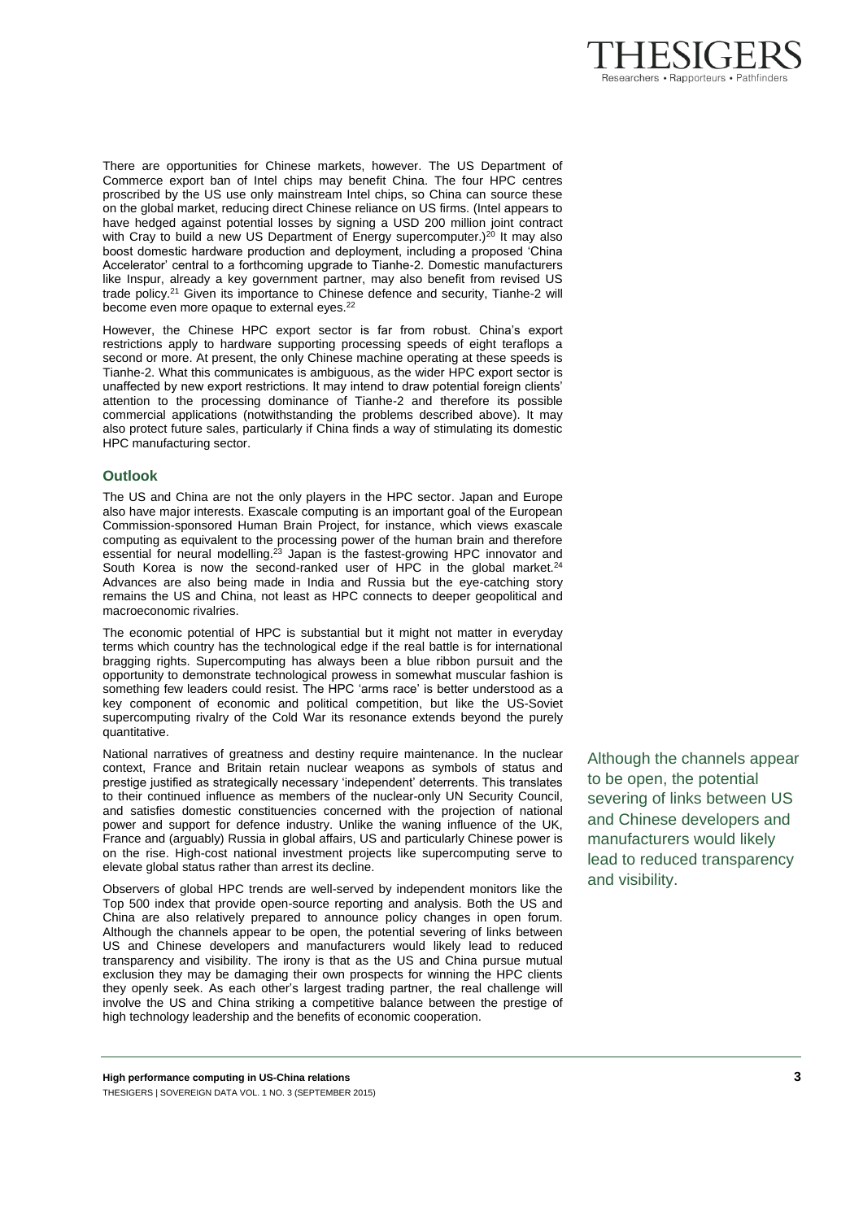There are opportunities for Chinese markets, however. The US Department of Commerce export ban of Intel chips may benefit China. The four HPC centres proscribed by the US use only mainstream Intel chips, so China can source these on the global market, reducing direct Chinese reliance on US firms. (Intel appears to have hedged against potential losses by signing a USD 200 million joint contract with Cray to build a new US Department of Energy supercomputer.)[20] It may also boost domestic hardware production and deployment, including a proposed 'China Accelerator' central to a forthcoming upgrade to Tianhe-2. Domestic manufacturers like Inspur, already a key government partner, may also benefit from revised US trade policy.[21] Given its importance to Chinese defence and security, Tianhe-2 will become even more opaque to external eyes.[22]

However, the Chinese HPC export sector is far from robust. China's export restrictions apply to hardware supporting processing speeds of eight teraflops a second or more. At present, the only Chinese machine operating at these speeds is Tianhe-2. What this communicates is ambiguous, as the wider HPC export sector is unaffected by new export restrictions. It may intend to draw potential foreign clients' attention to the processing dominance of Tianhe-2 and therefore its possible commercial applications (notwithstanding the problems described above). It may also protect future sales, particularly if China finds a way of stimulating its domestic HPC manufacturing sector.

## Outlook

The US and China are not the only players in the HPC sector. Japan and Europe also have major interests. Exascale computing is an important goal of the European Commission-sponsored Human Brain Project, for instance, which views exascale computing as equivalent to the processing power of the human brain and therefore essential for neural modelling.[23] Japan is the fastest-growing HPC innovator and South Korea is now the second-ranked user of HPC in the global market.[24] Advances are also being made in India and Russia but the eye-catching story remains the US and China, not least as HPC connects to deeper geopolitical and macroeconomic rivalries.

The economic potential of HPC is substantial but it might not matter in everyday terms which country has the technological edge if the real battle is for international bragging rights. Supercomputing has always been a blue ribbon pursuit and the opportunity to demonstrate technological prowess in somewhat muscular fashion is something few leaders could resist. The HPC 'arms race' is better understood as a key component of economic and political competition, but like the US-Soviet supercomputing rivalry of the Cold War its resonance extends beyond the purely quantitative.

National narratives of greatness and destiny require maintenance. In the nuclear context, France and Britain retain nuclear weapons as symbols of status and prestige justified as strategically necessary 'independent' deterrents. This translates to their continued influence as members of the nuclear-only UN Security Council, and satisfies domestic constituencies concerned with the projection of national power and support for defence industry. Unlike the waning influence of the UK, France and (arguably) Russia in global affairs, US and particularly Chinese power is on the rise. High-cost national investment projects like supercomputing serve to elevate global status rather than arrest its decline.

Observers of global HPC trends are well-served by independent monitors like the Top 500 index that provide open-source reporting and analysis. Both the US and China are also relatively prepared to announce policy changes in open forum. Although the channels appear to be open, the potential severing of links between US and Chinese developers and manufacturers would likely lead to reduced transparency and visibility. The irony is that as the US and China pursue mutual exclusion they may be damaging their own prospects for winning the HPC clients they openly seek. As each other's largest trading partner, the real challenge will involve the US and China striking a competitive balance between the prestige of high technology leadership and the benefits of economic cooperation.

> Although the channels appear to be open, the potential severing of links between US and Chinese developers and manufacturers would likely lead to reduced transparency and visibility.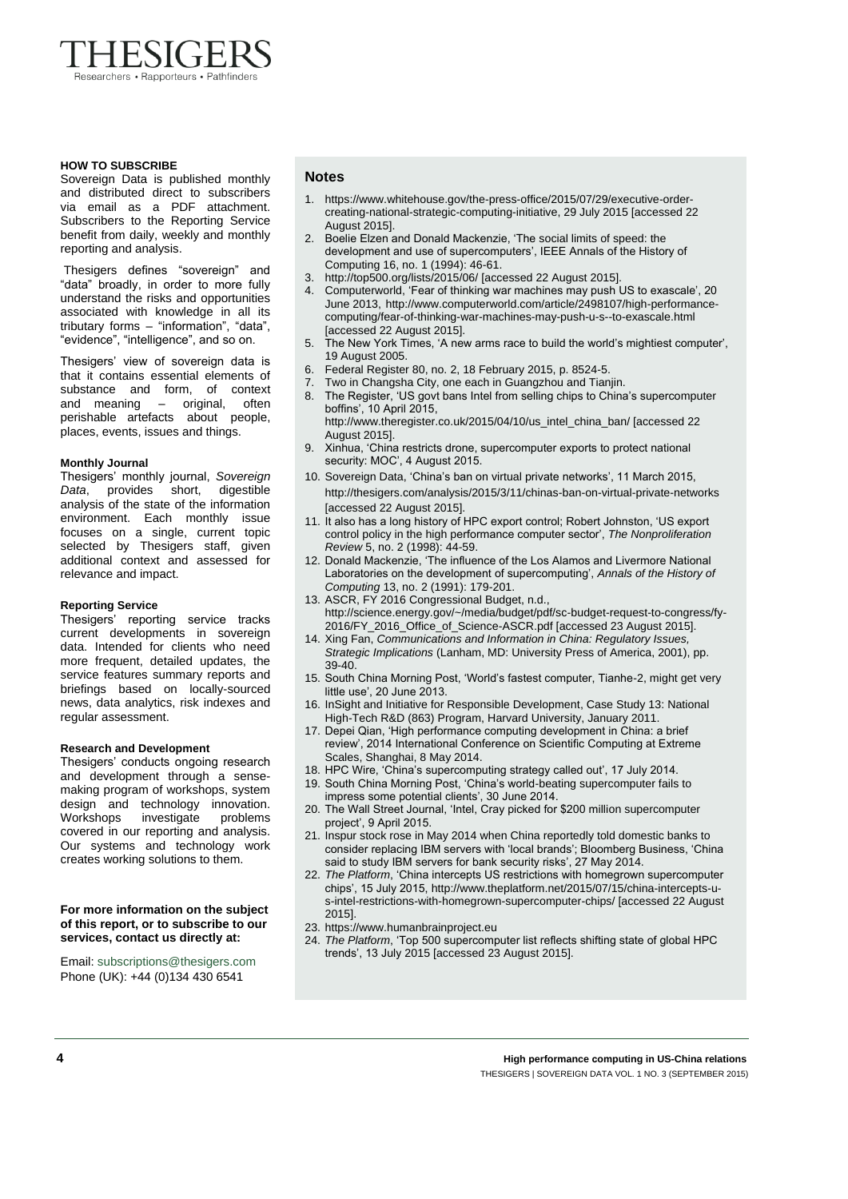THESIGERS

Researchers • Rapporteurs • Pathfinders

**HOW TO SUBSCRIBE**

Sovereign Data is published monthly and distributed direct to subscribers via email as a PDF attachment. Subscribers to the Reporting Service benefit from daily, weekly and monthly reporting and analysis.

Thesigers defines "sovereign" and "data" broadly, in order to more fully understand the risks and opportunities associated with knowledge in all its tributary forms – "information", "data", "evidence", "intelligence", and so on.

Thesigers' view of sovereign data is that it contains essential elements of substance and form, of context and meaning – original, often perishable artefacts about people, places, events, issues and things.

**Monthly Journal**

Thesigers' monthly journal, *Sovereign Data*, provides short, digestible analysis of the state of the information environment. Each monthly issue focuses on a single, current topic selected by Thesigers staff, given additional context and assessed for relevance and impact.

**Reporting Service**

Thesigers' reporting service tracks current developments in sovereign data. Intended for clients who need more frequent, detailed updates, the service features summary reports and briefings based on locally-sourced news, data analytics, risk indexes and regular assessment.

**Research and Development**

Thesigers' conducts ongoing research and development through a sense-making program of workshops, system design and technology innovation. Workshops investigate problems covered in our reporting and analysis. Our systems and technology work creates working solutions to them.

**For more information on the subject of this report, or to subscribe to our services, contact us directly at:**

Email: subscriptions@thesigers.com
Phone (UK): +44 (0)134 430 6541

## Notes

1. https://www.whitehouse.gov/the-press-office/2015/07/29/executive-order-creating-national-strategic-computing-initiative, 29 July 2015 [accessed 22 August 2015].
2. Boelie Elzen and Donald Mackenzie, 'The social limits of speed: the development and use of supercomputers', IEEE Annals of the History of Computing 16, no. 1 (1994): 46-61.
3. http://top500.org/lists/2015/06/ [accessed 22 August 2015].
4. Computerworld, 'Fear of thinking war machines may push US to exascale', 20 June 2013, http://www.computerworld.com/article/2498107/high-performance-computing/fear-of-thinking-war-machines-may-push-u-s--to-exascale.html [accessed 22 August 2015].
5. The New York Times, 'A new arms race to build the world's mightiest computer', 19 August 2005.
6. Federal Register 80, no. 2, 18 February 2015, p. 8524-5.
7. Two in Changsha City, one each in Guangzhou and Tianjin.
8. The Register, 'US govt bans Intel from selling chips to China's supercomputer boffins', 10 April 2015, http://www.theregister.co.uk/2015/04/10/us_intel_china_ban/ [accessed 22 August 2015].
9. Xinhua, 'China restricts drone, supercomputer exports to protect national security: MOC', 4 August 2015.
10. Sovereign Data, 'China's ban on virtual private networks', 11 March 2015, http://thesigers.com/analysis/2015/3/11/chinas-ban-on-virtual-private-networks [accessed 22 August 2015].
11. It also has a long history of HPC export control; Robert Johnston, 'US export control policy in the high performance computer sector', *The Nonproliferation Review* 5, no. 2 (1998): 44-59.
12. Donald Mackenzie, 'The influence of the Los Alamos and Livermore National Laboratories on the development of supercomputing', *Annals of the History of Computing* 13, no. 2 (1991): 179-201.
13. ASCR, FY 2016 Congressional Budget, n.d., http://science.energy.gov/~/media/budget/pdf/sc-budget-request-to-congress/fy-2016/FY_2016_Office_of_Science-ASCR.pdf [accessed 23 August 2015].
14. Xing Fan, *Communications and Information in China: Regulatory Issues, Strategic Implications* (Lanham, MD: University Press of America, 2001), pp. 39-40.
15. South China Morning Post, 'World's fastest computer, Tianhe-2, might get very little use', 20 June 2013.
16. InSight and Initiative for Responsible Development, Case Study 13: National High-Tech R&D (863) Program, Harvard University, January 2011.
17. Depei Qian, 'High performance computing development in China: a brief review', 2014 International Conference on Scientific Computing at Extreme Scales, Shanghai, 8 May 2014.
18. HPC Wire, 'China's supercomputing strategy called out', 17 July 2014.
19. South China Morning Post, 'China's world-beating supercomputer fails to impress some potential clients', 30 June 2014.
20. The Wall Street Journal, 'Intel, Cray picked for $200 million supercomputer project', 9 April 2015.
21. Inspur stock rose in May 2014 when China reportedly told domestic banks to consider replacing IBM servers with 'local brands'; Bloomberg Business, 'China said to study IBM servers for bank security risks', 27 May 2014.
22. *The Platform*, 'China intercepts US restrictions with homegrown supercomputer chips', 15 July 2015, http://www.theplatform.net/2015/07/15/china-intercepts-u-s-intel-restrictions-with-homegrown-supercomputer-chips/ [accessed 22 August 2015].
23. https://www.humanbrainproject.eu
24. *The Platform*, 'Top 500 supercomputer list reflects shifting state of global HPC trends', 13 July 2015 [accessed 23 August 2015].